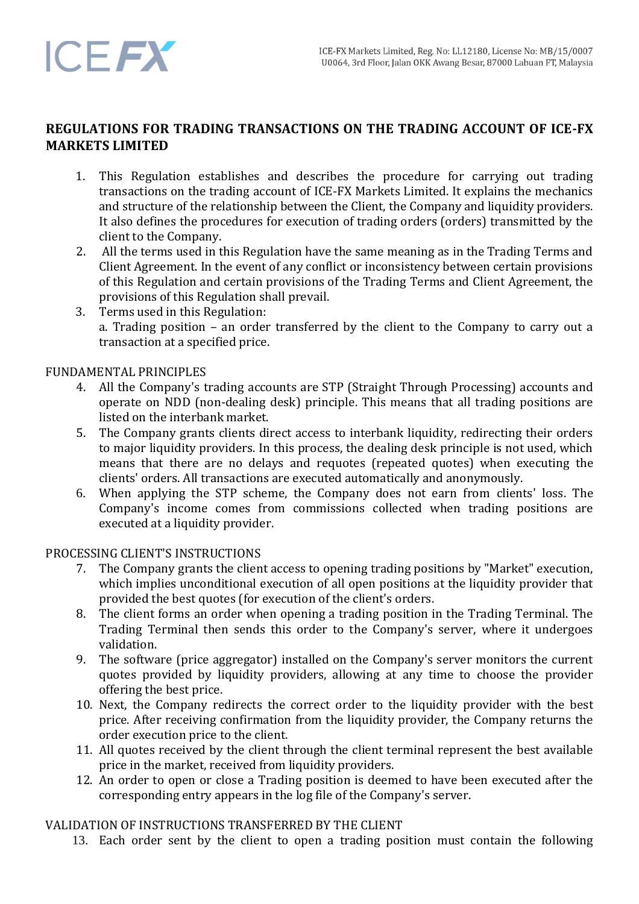ICE-FX Markets Limited, Reg. No: LL12180, License No: MB/15/0007
U0064, 3rd Floor, Jalan OKK Awang Besar, 87000 Labuan FT, Malaysia

# REGULATIONS FOR TRADING TRANSACTIONS ON THE TRADING ACCOUNT OF ICE-FX MARKETS LIMITED

1. This Regulation establishes and describes the procedure for carrying out trading transactions on the trading account of ICE-FX Markets Limited. It explains the mechanics and structure of the relationship between the Client, the Company and liquidity providers. It also defines the procedures for execution of trading orders (orders) transmitted by the client to the Company.
2. All the terms used in this Regulation have the same meaning as in the Trading Terms and Client Agreement. In the event of any conflict or inconsistency between certain provisions of this Regulation and certain provisions of the Trading Terms and Client Agreement, the provisions of this Regulation shall prevail.
3. Terms used in this Regulation:
   a. Trading position – an order transferred by the client to the Company to carry out a transaction at a specified price.

## FUNDAMENTAL PRINCIPLES

4. All the Company's trading accounts are STP (Straight Through Processing) accounts and operate on NDD (non-dealing desk) principle. This means that all trading positions are listed on the interbank market.
5. The Company grants clients direct access to interbank liquidity, redirecting their orders to major liquidity providers. In this process, the dealing desk principle is not used, which means that there are no delays and requotes (repeated quotes) when executing the clients' orders. All transactions are executed automatically and anonymously.
6. When applying the STP scheme, the Company does not earn from clients' loss. The Company's income comes from commissions collected when trading positions are executed at a liquidity provider.

## PROCESSING CLIENT'S INSTRUCTIONS

7. The Company grants the client access to opening trading positions by "Market" execution, which implies unconditional execution of all open positions at the liquidity provider that provided the best quotes (for execution of the client's orders.
8. The client forms an order when opening a trading position in the Trading Terminal. The Trading Terminal then sends this order to the Company's server, where it undergoes validation.
9. The software (price aggregator) installed on the Company's server monitors the current quotes provided by liquidity providers, allowing at any time to choose the provider offering the best price.
10. Next, the Company redirects the correct order to the liquidity provider with the best price. After receiving confirmation from the liquidity provider, the Company returns the order execution price to the client.
11. All quotes received by the client through the client terminal represent the best available price in the market, received from liquidity providers.
12. An order to open or close a Trading position is deemed to have been executed after the corresponding entry appears in the log file of the Company's server.

## VALIDATION OF INSTRUCTIONS TRANSFERRED BY THE CLIENT

13. Each order sent by the client to open a trading position must contain the following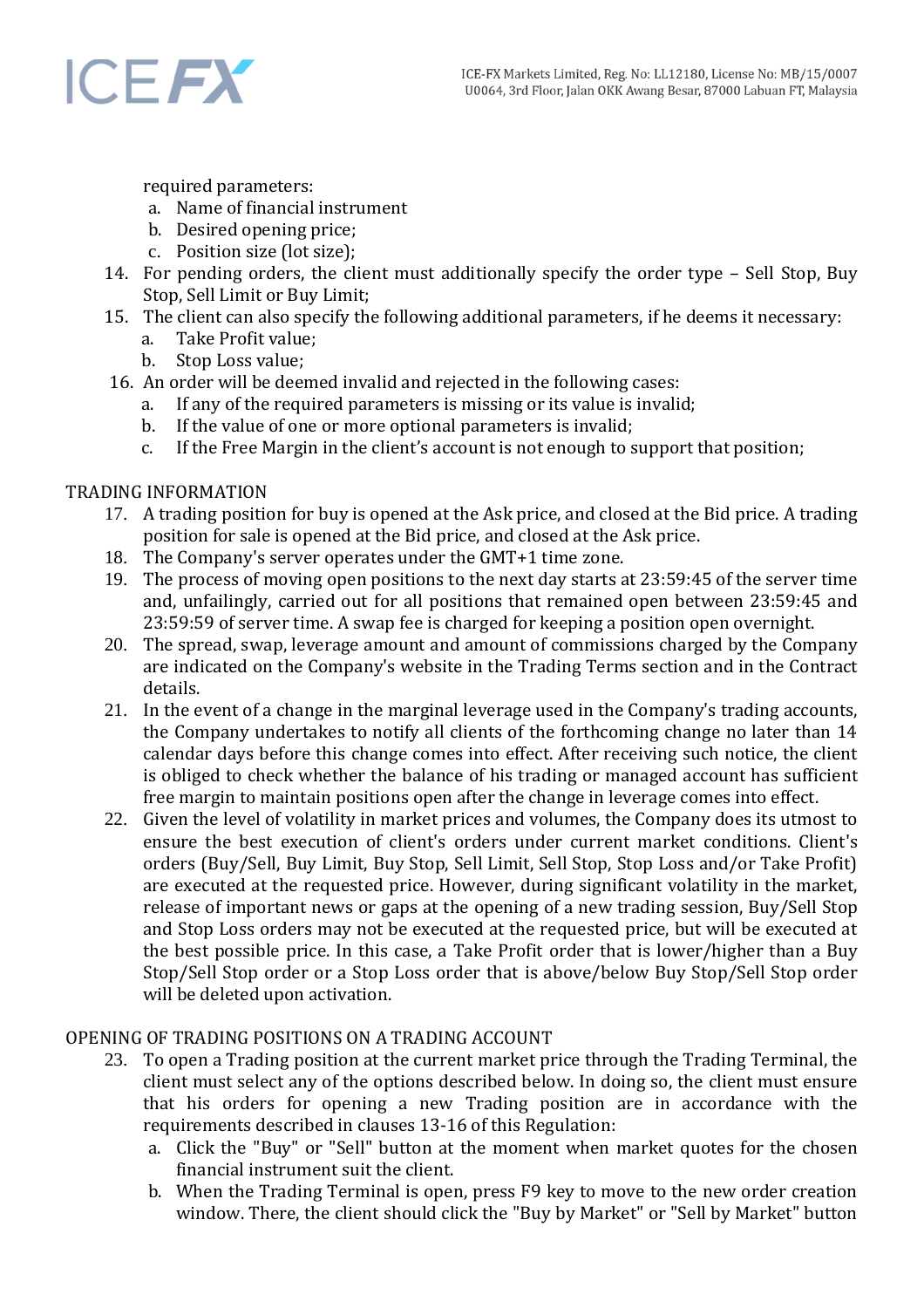required parameters:

a. Name of financial instrument
b. Desired opening price;
c. Position size (lot size);

14. For pending orders, the client must additionally specify the order type – Sell Stop, Buy Stop, Sell Limit or Buy Limit;
15. The client can also specify the following additional parameters, if he deems it necessary:
    a. Take Profit value;
    b. Stop Loss value;
16. An order will be deemed invalid and rejected in the following cases:
    a. If any of the required parameters is missing or its value is invalid;
    b. If the value of one or more optional parameters is invalid;
    c. If the Free Margin in the client's account is not enough to support that position;

TRADING INFORMATION

17. A trading position for buy is opened at the Ask price, and closed at the Bid price. A trading position for sale is opened at the Bid price, and closed at the Ask price.
18. The Company's server operates under the GMT+1 time zone.
19. The process of moving open positions to the next day starts at 23:59:45 of the server time and, unfailingly, carried out for all positions that remained open between 23:59:45 and 23:59:59 of server time. A swap fee is charged for keeping a position open overnight.
20. The spread, swap, leverage amount and amount of commissions charged by the Company are indicated on the Company's website in the Trading Terms section and in the Contract details.
21. In the event of a change in the marginal leverage used in the Company's trading accounts, the Company undertakes to notify all clients of the forthcoming change no later than 14 calendar days before this change comes into effect. After receiving such notice, the client is obliged to check whether the balance of his trading or managed account has sufficient free margin to maintain positions open after the change in leverage comes into effect.
22. Given the level of volatility in market prices and volumes, the Company does its utmost to ensure the best execution of client's orders under current market conditions. Client's orders (Buy/Sell, Buy Limit, Buy Stop, Sell Limit, Sell Stop, Stop Loss and/or Take Profit) are executed at the requested price. However, during significant volatility in the market, release of important news or gaps at the opening of a new trading session, Buy/Sell Stop and Stop Loss orders may not be executed at the requested price, but will be executed at the best possible price. In this case, a Take Profit order that is lower/higher than a Buy Stop/Sell Stop order or a Stop Loss order that is above/below Buy Stop/Sell Stop order will be deleted upon activation.

OPENING OF TRADING POSITIONS ON A TRADING ACCOUNT

23. To open a Trading position at the current market price through the Trading Terminal, the client must select any of the options described below. In doing so, the client must ensure that his orders for opening a new Trading position are in accordance with the requirements described in clauses 13-16 of this Regulation:
    a. Click the "Buy" or "Sell" button at the moment when market quotes for the chosen financial instrument suit the client.
    b. When the Trading Terminal is open, press F9 key to move to the new order creation window. There, the client should click the "Buy by Market" or "Sell by Market" button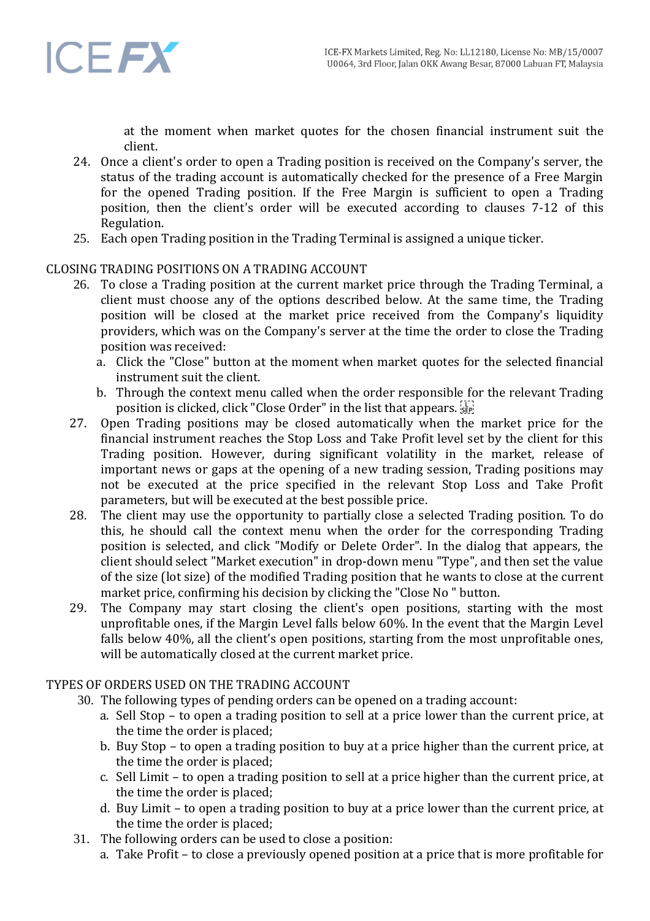at the moment when market quotes for the chosen financial instrument suit the client.

24. Once a client's order to open a Trading position is received on the Company's server, the status of the trading account is automatically checked for the presence of a Free Margin for the opened Trading position. If the Free Margin is sufficient to open a Trading position, then the client's order will be executed according to clauses 7-12 of this Regulation.
25. Each open Trading position in the Trading Terminal is assigned a unique ticker.

CLOSING TRADING POSITIONS ON A TRADING ACCOUNT

26. To close a Trading position at the current market price through the Trading Terminal, a client must choose any of the options described below. At the same time, the Trading position will be closed at the market price received from the Company's liquidity providers, which was on the Company's server at the time the order to close the Trading position was received:
    a. Click the "Close" button at the moment when market quotes for the selected financial instrument suit the client.
    b. Through the context menu called when the order responsible for the relevant Trading position is clicked, click "Close Order" in the list that appears.
27. Open Trading positions may be closed automatically when the market price for the financial instrument reaches the Stop Loss and Take Profit level set by the client for this Trading position. However, during significant volatility in the market, release of important news or gaps at the opening of a new trading session, Trading positions may not be executed at the price specified in the relevant Stop Loss and Take Profit parameters, but will be executed at the best possible price.
28. The client may use the opportunity to partially close a selected Trading position. To do this, he should call the context menu when the order for the corresponding Trading position is selected, and click "Modify or Delete Order". In the dialog that appears, the client should select "Market execution" in drop-down menu "Type", and then set the value of the size (lot size) of the modified Trading position that he wants to close at the current market price, confirming his decision by clicking the "Close No " button.
29. The Company may start closing the client's open positions, starting with the most unprofitable ones, if the Margin Level falls below 60%. In the event that the Margin Level falls below 40%, all the client's open positions, starting from the most unprofitable ones, will be automatically closed at the current market price.

TYPES OF ORDERS USED ON THE TRADING ACCOUNT

30. The following types of pending orders can be opened on a trading account:
    a. Sell Stop – to open a trading position to sell at a price lower than the current price, at the time the order is placed;
    b. Buy Stop – to open a trading position to buy at a price higher than the current price, at the time the order is placed;
    c. Sell Limit – to open a trading position to sell at a price higher than the current price, at the time the order is placed;
    d. Buy Limit – to open a trading position to buy at a price lower than the current price, at the time the order is placed;
31. The following orders can be used to close a position:
    a. Take Profit – to close a previously opened position at a price that is more profitable for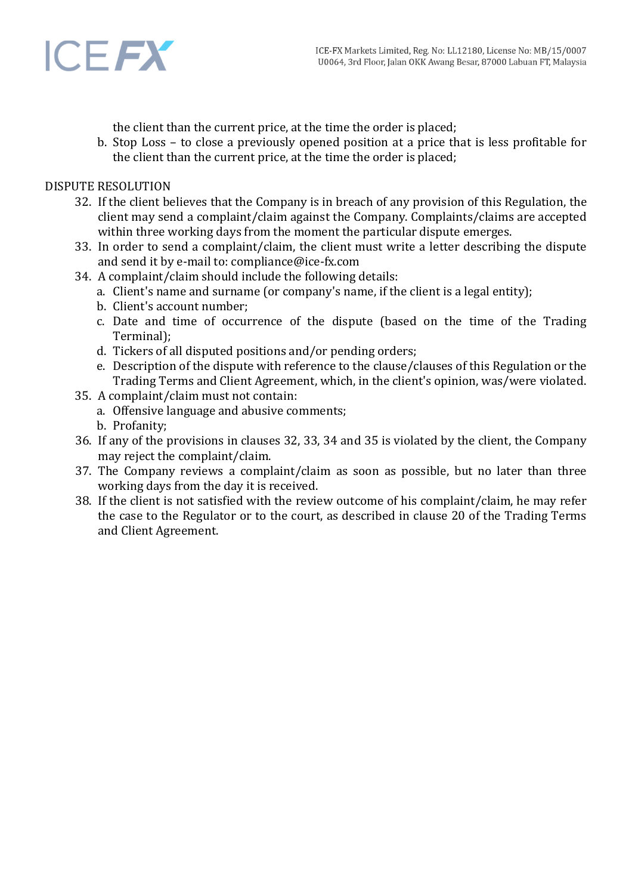the client than the current price, at the time the order is placed;

b. Stop Loss – to close a previously opened position at a price that is less profitable for the client than the current price, at the time the order is placed;

DISPUTE RESOLUTION

32. If the client believes that the Company is in breach of any provision of this Regulation, the client may send a complaint/claim against the Company. Complaints/claims are accepted within three working days from the moment the particular dispute emerges.
33. In order to send a complaint/claim, the client must write a letter describing the dispute and send it by e-mail to: compliance@ice-fx.com
34. A complaint/claim should include the following details:
    a. Client's name and surname (or company's name, if the client is a legal entity);
    b. Client's account number;
    c. Date and time of occurrence of the dispute (based on the time of the Trading Terminal);
    d. Tickers of all disputed positions and/or pending orders;
    e. Description of the dispute with reference to the clause/clauses of this Regulation or the Trading Terms and Client Agreement, which, in the client's opinion, was/were violated.
35. A complaint/claim must not contain:
    a. Offensive language and abusive comments;
    b. Profanity;
36. If any of the provisions in clauses 32, 33, 34 and 35 is violated by the client, the Company may reject the complaint/claim.
37. The Company reviews a complaint/claim as soon as possible, but no later than three working days from the day it is received.
38. If the client is not satisfied with the review outcome of his complaint/claim, he may refer the case to the Regulator or to the court, as described in clause 20 of the Trading Terms and Client Agreement.